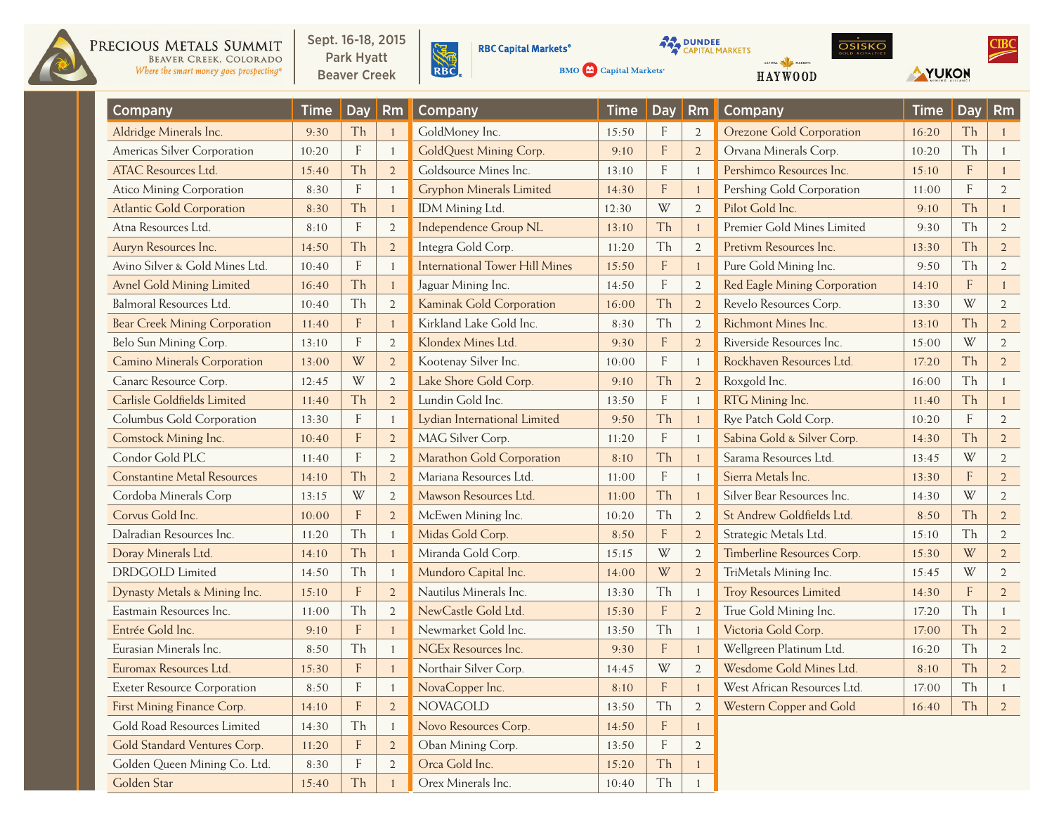# Precious Metals Summit

Beaver Creek, Colorado

*Where the smart money goes prospecting®*

Sept. 16-18, 2015
Park Hyatt
Beaver Creek

RBC Capital Markets® | BMO Capital Markets® | Dundee Capital Markets | Haywood | Osisko Gold Royalties | Yukon Mining Alliance | CIBC

| Company | Time | Day | Rm |
|---|---|---|---|
| Aldridge Minerals Inc. | 9:30 | Th | 1 |
| Americas Silver Corporation | 10:20 | F | 1 |
| ATAC Resources Ltd. | 15:40 | Th | 2 |
| Atico Mining Corporation | 8:30 | F | 1 |
| Atlantic Gold Corporation | 8:30 | Th | 1 |
| Atna Resources Ltd. | 8:10 | F | 2 |
| Auryn Resources Inc. | 14:50 | Th | 2 |
| Avino Silver & Gold Mines Ltd. | 10:40 | F | 1 |
| Avnel Gold Mining Limited | 16:40 | Th | 1 |
| Balmoral Resources Ltd. | 10:40 | Th | 2 |
| Bear Creek Mining Corporation | 11:40 | F | 1 |
| Belo Sun Mining Corp. | 13:10 | F | 2 |
| Camino Minerals Corporation | 13:00 | W | 2 |
| Canarc Resource Corp. | 12:45 | W | 2 |
| Carlisle Goldfields Limited | 11:40 | Th | 2 |
| Columbus Gold Corporation | 13:30 | F | 1 |
| Comstock Mining Inc. | 10:40 | F | 2 |
| Condor Gold PLC | 11:40 | F | 2 |
| Constantine Metal Resources | 14:10 | Th | 2 |
| Cordoba Minerals Corp | 13:15 | W | 2 |
| Corvus Gold Inc. | 10:00 | F | 2 |
| Dalradian Resources Inc. | 11:20 | Th | 1 |
| Doray Minerals Ltd. | 14:10 | Th | 1 |
| DRDGOLD Limited | 14:50 | Th | 1 |
| Dynasty Metals & Mining Inc. | 15:10 | F | 2 |
| Eastmain Resources Inc. | 11:00 | Th | 2 |
| Entrée Gold Inc. | 9:10 | F | 1 |
| Eurasian Minerals Inc. | 8:50 | Th | 1 |
| Euromax Resources Ltd. | 15:30 | F | 1 |
| Exeter Resource Corporation | 8:50 | F | 1 |
| First Mining Finance Corp. | 14:10 | F | 2 |
| Gold Road Resources Limited | 14:30 | Th | 1 |
| Gold Standard Ventures Corp. | 11:20 | F | 2 |
| Golden Queen Mining Co. Ltd. | 8:30 | F | 2 |
| Golden Star | 15:40 | Th | 1 |
| GoldMoney Inc. | 15:50 | F | 2 |
| GoldQuest Mining Corp. | 9:10 | F | 2 |
| Goldsource Mines Inc. | 13:10 | F | 1 |
| Gryphon Minerals Limited | 14:30 | F | 1 |
| IDM Mining Ltd. | 12:30 | W | 2 |
| Independence Group NL | 13:10 | Th | 1 |
| Integra Gold Corp. | 11:20 | Th | 2 |
| International Tower Hill Mines | 15:50 | F | 1 |
| Jaguar Mining Inc. | 14:50 | F | 2 |
| Kaminak Gold Corporation | 16:00 | Th | 2 |
| Kirkland Lake Gold Inc. | 8:30 | Th | 2 |
| Klondex Mines Ltd. | 9:30 | F | 2 |
| Kootenay Silver Inc. | 10:00 | F | 1 |
| Lake Shore Gold Corp. | 9:10 | Th | 2 |
| Lundin Gold Inc. | 13:50 | F | 1 |
| Lydian International Limited | 9:50 | Th | 1 |
| MAG Silver Corp. | 11:20 | F | 1 |
| Marathon Gold Corporation | 8:10 | Th | 1 |
| Mariana Resources Ltd. | 11:00 | F | 1 |
| Mawson Resources Ltd. | 11:00 | Th | 1 |
| McEwen Mining Inc. | 10:20 | Th | 2 |
| Midas Gold Corp. | 8:50 | F | 2 |
| Miranda Gold Corp. | 15:15 | W | 2 |
| Mundoro Capital Inc. | 14:00 | W | 2 |
| Nautilus Minerals Inc. | 13:30 | Th | 1 |
| NewCastle Gold Ltd. | 15:30 | F | 2 |
| Newmarket Gold Inc. | 13:50 | Th | 1 |
| NGEx Resources Inc. | 9:30 | F | 1 |
| Northair Silver Corp. | 14:45 | W | 2 |
| NovaCopper Inc. | 8:10 | F | 1 |
| NOVAGOLD | 13:50 | Th | 2 |
| Novo Resources Corp. | 14:50 | F | 1 |
| Oban Mining Corp. | 13:50 | F | 2 |
| Orca Gold Inc. | 15:20 | Th | 1 |
| Orex Minerals Inc. | 10:40 | Th | 1 |
| Orezone Gold Corporation | 16:20 | Th | 1 |
| Orvana Minerals Corp. | 10:20 | Th | 1 |
| Pershimco Resources Inc. | 15:10 | F | 1 |
| Pershing Gold Corporation | 11:00 | F | 2 |
| Pilot Gold Inc. | 9:10 | Th | 1 |
| Premier Gold Mines Limited | 9:30 | Th | 2 |
| Pretivm Resources Inc. | 13:30 | Th | 2 |
| Pure Gold Mining Inc. | 9:50 | Th | 2 |
| Red Eagle Mining Corporation | 14:10 | F | 1 |
| Revelo Resources Corp. | 13:30 | W | 2 |
| Richmont Mines Inc. | 13:10 | Th | 2 |
| Riverside Resources Inc. | 15:00 | W | 2 |
| Rockhaven Resources Ltd. | 17:20 | Th | 2 |
| Roxgold Inc. | 16:00 | Th | 1 |
| RTG Mining Inc. | 11:40 | Th | 1 |
| Rye Patch Gold Corp. | 10:20 | F | 2 |
| Sabina Gold & Silver Corp. | 14:30 | Th | 2 |
| Sarama Resources Ltd. | 13:45 | W | 2 |
| Sierra Metals Inc. | 13:30 | F | 2 |
| Silver Bear Resources Inc. | 14:30 | W | 2 |
| St Andrew Goldfields Ltd. | 8:50 | Th | 2 |
| Strategic Metals Ltd. | 15:10 | Th | 2 |
| Timberline Resources Corp. | 15:30 | W | 2 |
| TriMetals Mining Inc. | 15:45 | W | 2 |
| Troy Resources Limited | 14:30 | F | 2 |
| True Gold Mining Inc. | 17:20 | Th | 1 |
| Victoria Gold Corp. | 17:00 | Th | 2 |
| Wellgreen Platinum Ltd. | 16:20 | Th | 2 |
| Wesdome Gold Mines Ltd. | 8:10 | Th | 2 |
| West African Resources Ltd. | 17:00 | Th | 1 |
| Western Copper and Gold | 16:40 | Th | 2 |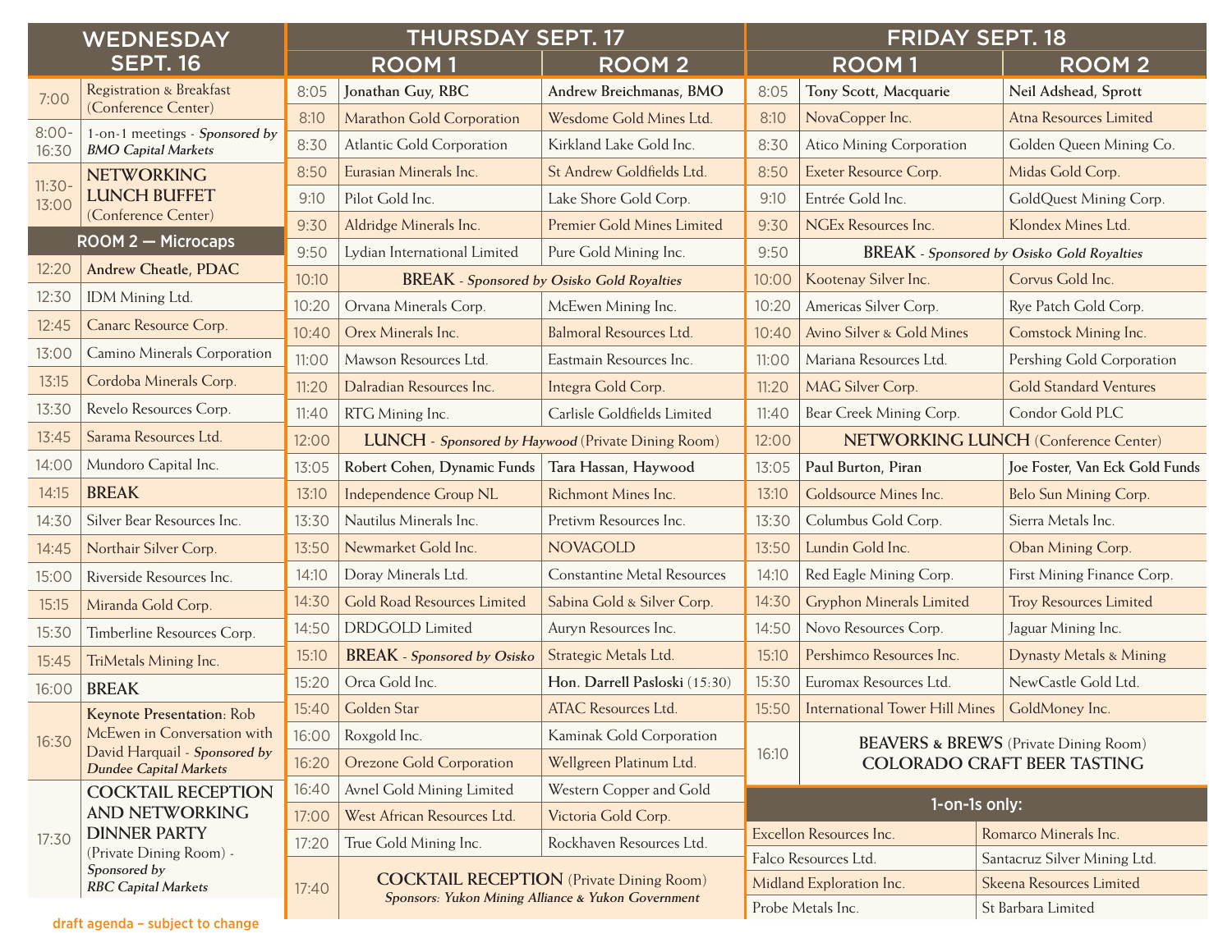## WEDNESDAY SEPT. 16

| | |
|---|---|
| 7:00 | Registration & Breakfast (Conference Center) |
| 8:00-16:30 | 1-on-1 meetings - *Sponsored by BMO Capital Markets* |
| 11:30-13:00 | **NETWORKING LUNCH BUFFET** (Conference Center) |

### ROOM 2 — Microcaps

| | |
|---|---|
| 12:20 | **Andrew Cheatle, PDAC** |
| 12:30 | IDM Mining Ltd. |
| 12:45 | Canarc Resource Corp. |
| 13:00 | Camino Minerals Corporation |
| 13:15 | Cordoba Minerals Corp. |
| 13:30 | Revelo Resources Corp. |
| 13:45 | Sarama Resources Ltd. |
| 14:00 | Mundoro Capital Inc. |
| 14:15 | **BREAK** |
| 14:30 | Silver Bear Resources Inc. |
| 14:45 | Northair Silver Corp. |
| 15:00 | Riverside Resources Inc. |
| 15:15 | Miranda Gold Corp. |
| 15:30 | Timberline Resources Corp. |
| 15:45 | TriMetals Mining Inc. |
| 16:00 | **BREAK** |
| 16:30 | **Keynote Presentation**: Rob McEwen in Conversation with David Harquail - ***Sponsored by Dundee Capital Markets*** |
| 17:30 | **COCKTAIL RECEPTION AND NETWORKING DINNER PARTY** (Private Dining Room) - ***Sponsored by RBC Capital Markets*** |

draft agenda – subject to change

## THURSDAY SEPT. 17

| | ROOM 1 | ROOM 2 |
|---|---|---|
| 8:05 | **Jonathan Guy, RBC** | **Andrew Breichmanas, BMO** |
| 8:10 | Marathon Gold Corporation | Wesdome Gold Mines Ltd. |
| 8:30 | Atlantic Gold Corporation | Kirkland Lake Gold Inc. |
| 8:50 | Eurasian Minerals Inc. | St Andrew Goldfields Ltd. |
| 9:10 | Pilot Gold Inc. | Lake Shore Gold Corp. |
| 9:30 | Aldridge Minerals Inc. | Premier Gold Mines Limited |
| 9:50 | Lydian International Limited | Pure Gold Mining Inc. |
| 10:10 | **BREAK** - *Sponsored by Osisko Gold Royalties* | |
| 10:20 | Orvana Minerals Corp. | McEwen Mining Inc. |
| 10:40 | Orex Minerals Inc. | Balmoral Resources Ltd. |
| 11:00 | Mawson Resources Ltd. | Eastmain Resources Inc. |
| 11:20 | Dalradian Resources Inc. | Integra Gold Corp. |
| 11:40 | RTG Mining Inc. | Carlisle Goldfields Limited |
| 12:00 | **LUNCH** - *Sponsored by Haywood* (Private Dining Room) | |
| 13:05 | **Robert Cohen, Dynamic Funds** | **Tara Hassan, Haywood** |
| 13:10 | Independence Group NL | Richmont Mines Inc. |
| 13:30 | Nautilus Minerals Inc. | Pretivm Resources Inc. |
| 13:50 | Newmarket Gold Inc. | NOVAGOLD |
| 14:10 | Doray Minerals Ltd. | Constantine Metal Resources |
| 14:30 | Gold Road Resources Limited | Sabina Gold & Silver Corp. |
| 14:50 | DRDGOLD Limited | Auryn Resources Inc. |
| 15:10 | **BREAK** - *Sponsored by Osisko* | Strategic Metals Ltd. |
| 15:20 | Orca Gold Inc. | **Hon. Darrell Pasloski** (15:30) |
| 15:40 | Golden Star | ATAC Resources Ltd. |
| 16:00 | Roxgold Inc. | Kaminak Gold Corporation |
| 16:20 | Orezone Gold Corporation | Wellgreen Platinum Ltd. |
| 16:40 | Avnel Gold Mining Limited | Western Copper and Gold |
| 17:00 | West African Resources Ltd. | Victoria Gold Corp. |
| 17:20 | True Gold Mining Inc. | Rockhaven Resources Ltd. |
| 17:40 | **COCKTAIL RECEPTION** (Private Dining Room) *Sponsors: Yukon Mining Alliance & Yukon Government* | |

## FRIDAY SEPT. 18

| | ROOM 1 | ROOM 2 |
|---|---|---|
| 8:05 | **Tony Scott, Macquarie** | **Neil Adshead, Sprott** |
| 8:10 | NovaCopper Inc. | Atna Resources Limited |
| 8:30 | Atico Mining Corporation | Golden Queen Mining Co. |
| 8:50 | Exeter Resource Corp. | Midas Gold Corp. |
| 9:10 | Entrée Gold Inc. | GoldQuest Mining Corp. |
| 9:30 | NGEx Resources Inc. | Klondex Mines Ltd. |
| 9:50 | **BREAK** - *Sponsored by Osisko Gold Royalties* | |
| 10:00 | Kootenay Silver Inc. | Corvus Gold Inc. |
| 10:20 | Americas Silver Corp. | Rye Patch Gold Corp. |
| 10:40 | Avino Silver & Gold Mines | Comstock Mining Inc. |
| 11:00 | Mariana Resources Ltd. | Pershing Gold Corporation |
| 11:20 | MAG Silver Corp. | Gold Standard Ventures |
| 11:40 | Bear Creek Mining Corp. | Condor Gold PLC |
| 12:00 | **NETWORKING LUNCH** (Conference Center) | |
| 13:05 | **Paul Burton, Piran** | **Joe Foster, Van Eck Gold Funds** |
| 13:10 | Goldsource Mines Inc. | Belo Sun Mining Corp. |
| 13:30 | Columbus Gold Corp. | Sierra Metals Inc. |
| 13:50 | Lundin Gold Inc. | Oban Mining Corp. |
| 14:10 | Red Eagle Mining Corp. | First Mining Finance Corp. |
| 14:30 | Gryphon Minerals Limited | Troy Resources Limited |
| 14:50 | Novo Resources Corp. | Jaguar Mining Inc. |
| 15:10 | Pershimco Resources Inc. | Dynasty Metals & Mining |
| 15:30 | Euromax Resources Ltd. | NewCastle Gold Ltd. |
| 15:50 | International Tower Hill Mines | GoldMoney Inc. |
| 16:10 | **BEAVERS & BREWS** (Private Dining Room) **COLORADO CRAFT BEER TASTING** | |

### 1-on-1s only:

| | |
|---|---|
| Excellon Resources Inc. | Romarco Minerals Inc. |
| Falco Resources Ltd. | Santacruz Silver Mining Ltd. |
| Midland Exploration Inc. | Skeena Resources Limited |
| Probe Metals Inc. | St Barbara Limited |